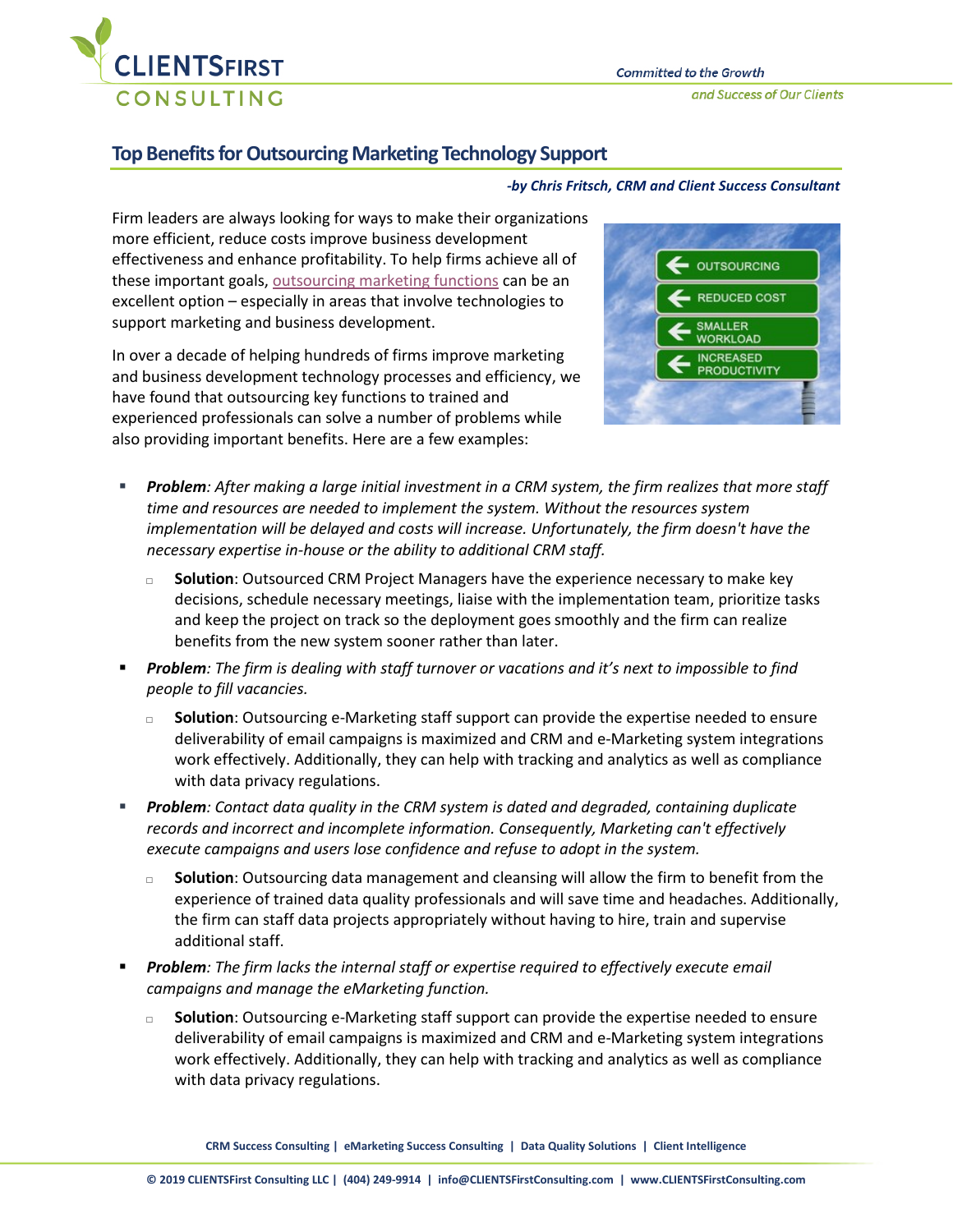# Top Benefits for Outsourcing Marketing Technology Support

***-by Chris Fritsch, CRM and Client Success Consultant***

Firm leaders are always looking for ways to make their organizations more efficient, reduce costs improve business development effectiveness and enhance profitability. To help firms achieve all of these important goals, outsourcing marketing functions can be an excellent option – especially in areas that involve technologies to support marketing and business development.

In over a decade of helping hundreds of firms improve marketing and business development technology processes and efficiency, we have found that outsourcing key functions to trained and experienced professionals can solve a number of problems while also providing important benefits. Here are a few examples:

- ***Problem**: After making a large initial investment in a CRM system, the firm realizes that more staff time and resources are needed to implement the system. Without the resources system implementation will be delayed and costs will increase. Unfortunately, the firm doesn't have the necessary expertise in-house or the ability to additional CRM staff.*
  - **Solution**: Outsourced CRM Project Managers have the experience necessary to make key decisions, schedule necessary meetings, liaise with the implementation team, prioritize tasks and keep the project on track so the deployment goes smoothly and the firm can realize benefits from the new system sooner rather than later.
- ***Problem**: The firm is dealing with staff turnover or vacations and it's next to impossible to find people to fill vacancies.*
  - **Solution**: Outsourcing e-Marketing staff support can provide the expertise needed to ensure deliverability of email campaigns is maximized and CRM and e-Marketing system integrations work effectively. Additionally, they can help with tracking and analytics as well as compliance with data privacy regulations.
- ***Problem**: Contact data quality in the CRM system is dated and degraded, containing duplicate records and incorrect and incomplete information. Consequently, Marketing can't effectively execute campaigns and users lose confidence and refuse to adopt in the system.*
  - **Solution**: Outsourcing data management and cleansing will allow the firm to benefit from the experience of trained data quality professionals and will save time and headaches. Additionally, the firm can staff data projects appropriately without having to hire, train and supervise additional staff.
- ***Problem**: The firm lacks the internal staff or expertise required to effectively execute email campaigns and manage the eMarketing function.*
  - **Solution**: Outsourcing e-Marketing staff support can provide the expertise needed to ensure deliverability of email campaigns is maximized and CRM and e-Marketing system integrations work effectively. Additionally, they can help with tracking and analytics as well as compliance with data privacy regulations.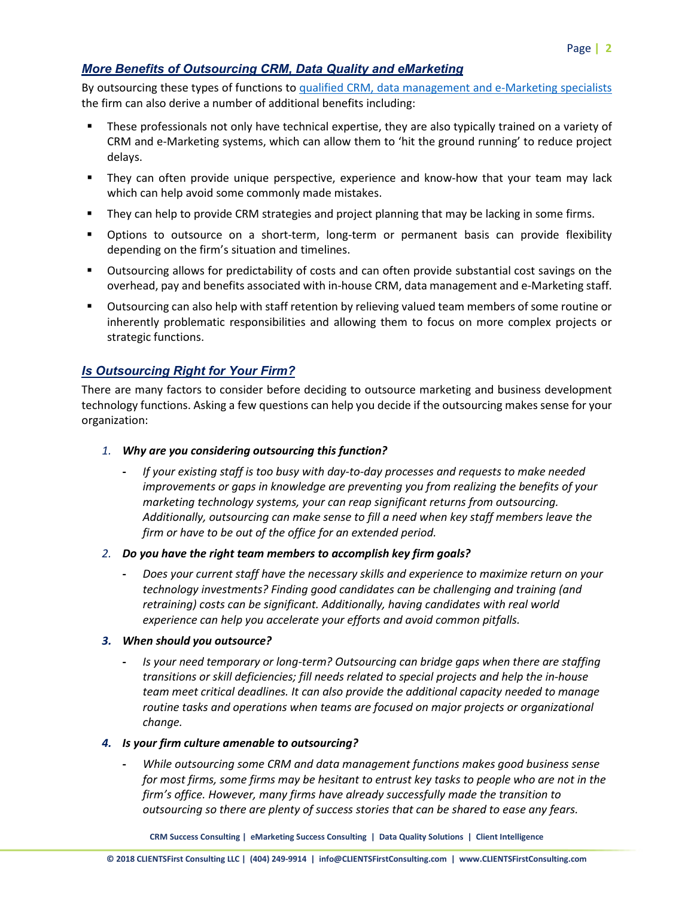## *More Benefits of Outsourcing CRM, Data Quality and eMarketing*

By outsourcing these types of functions to [qualified CRM, data management and e-Marketing specialists]() the firm can also derive a number of additional benefits including:

- These professionals not only have technical expertise, they are also typically trained on a variety of CRM and e-Marketing systems, which can allow them to 'hit the ground running' to reduce project delays.
- They can often provide unique perspective, experience and know-how that your team may lack which can help avoid some commonly made mistakes.
- They can help to provide CRM strategies and project planning that may be lacking in some firms.
- Options to outsource on a short-term, long-term or permanent basis can provide flexibility depending on the firm's situation and timelines.
- Outsourcing allows for predictability of costs and can often provide substantial cost savings on the overhead, pay and benefits associated with in-house CRM, data management and e-Marketing staff.
- Outsourcing can also help with staff retention by relieving valued team members of some routine or inherently problematic responsibilities and allowing them to focus on more complex projects or strategic functions.

## *Is Outsourcing Right for Your Firm?*

There are many factors to consider before deciding to outsource marketing and business development technology functions. Asking a few questions can help you decide if the outsourcing makes sense for your organization:

1. ***Why are you considering outsourcing this function?***
   - *If your existing staff is too busy with day-to-day processes and requests to make needed improvements or gaps in knowledge are preventing you from realizing the benefits of your marketing technology systems, your can reap significant returns from outsourcing. Additionally, outsourcing can make sense to fill a need when key staff members leave the firm or have to be out of the office for an extended period.*
2. ***Do you have the right team members to accomplish key firm goals?***
   - *Does your current staff have the necessary skills and experience to maximize return on your technology investments? Finding good candidates can be challenging and training (and retraining) costs can be significant. Additionally, having candidates with real world experience can help you accelerate your efforts and avoid common pitfalls.*
3. ***When should you outsource?***
   - *Is your need temporary or long-term? Outsourcing can bridge gaps when there are staffing transitions or skill deficiencies; fill needs related to special projects and help the in-house team meet critical deadlines. It can also provide the additional capacity needed to manage routine tasks and operations when teams are focused on major projects or organizational change.*
4. ***Is your firm culture amenable to outsourcing?***
   - *While outsourcing some CRM and data management functions makes good business sense for most firms, some firms may be hesitant to entrust key tasks to people who are not in the firm's office. However, many firms have already successfully made the transition to outsourcing so there are plenty of success stories that can be shared to ease any fears.*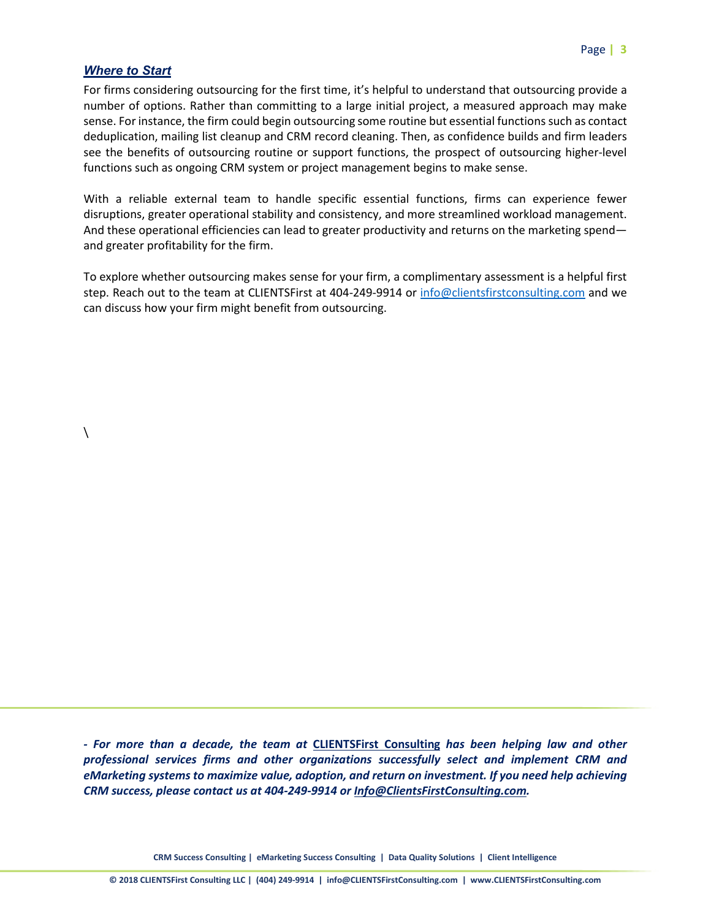## ***Where to Start***

For firms considering outsourcing for the first time, it's helpful to understand that outsourcing provide a number of options. Rather than committing to a large initial project, a measured approach may make sense. For instance, the firm could begin outsourcing some routine but essential functions such as contact deduplication, mailing list cleanup and CRM record cleaning. Then, as confidence builds and firm leaders see the benefits of outsourcing routine or support functions, the prospect of outsourcing higher-level functions such as ongoing CRM system or project management begins to make sense.

With a reliable external team to handle specific essential functions, firms can experience fewer disruptions, greater operational stability and consistency, and more streamlined workload management. And these operational efficiencies can lead to greater productivity and returns on the marketing spend—and greater profitability for the firm.

To explore whether outsourcing makes sense for your firm, a complimentary assessment is a helpful first step. Reach out to the team at CLIENTSFirst at 404-249-9914 or info@clientsfirstconsulting.com and we can discuss how your firm might benefit from outsourcing.

\

***- For more than a decade, the team at CLIENTSFirst Consulting has been helping law and other professional services firms and other organizations successfully select and implement CRM and eMarketing systems to maximize value, adoption, and return on investment. If you need help achieving CRM success, please contact us at 404-249-9914 or Info@ClientsFirstConsulting.com.***

**CRM Success Consulting | eMarketing Success Consulting | Data Quality Solutions | Client Intelligence**

**© 2018 CLIENTSFirst Consulting LLC | (404) 249-9914 | info@CLIENTSFirstConsulting.com | www.CLIENTSFirstConsulting.com**